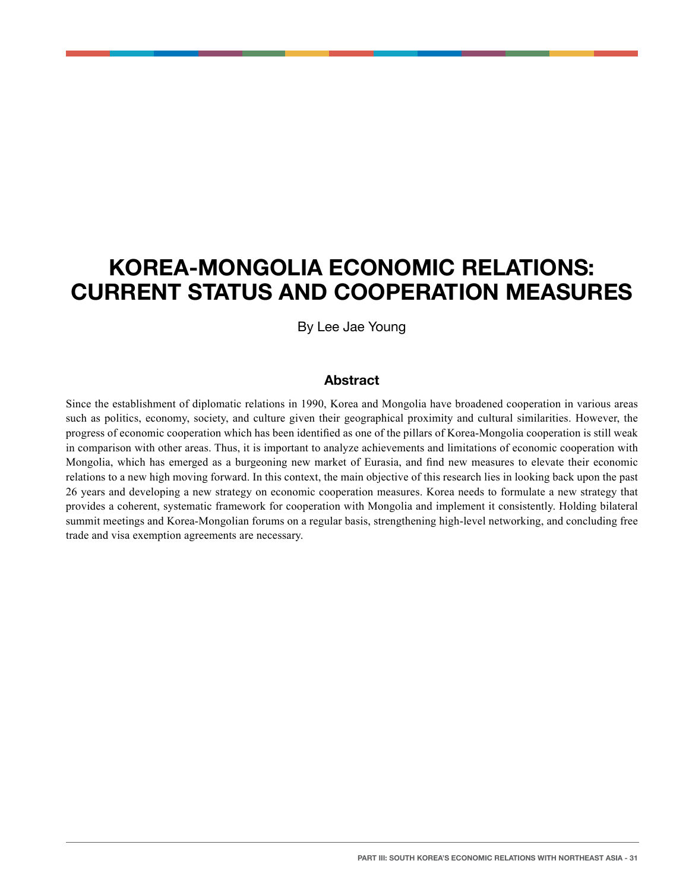# KOREA-MONGOLIA ECONOMIC RELATIONS: CURRENT STATUS AND COOPERATION MEASURES

By Lee Jae Young

## Abstract

Since the establishment of diplomatic relations in 1990, Korea and Mongolia have broadened cooperation in various areas such as politics, economy, society, and culture given their geographical proximity and cultural similarities. However, the progress of economic cooperation which has been identified as one of the pillars of Korea-Mongolia cooperation is still weak in comparison with other areas. Thus, it is important to analyze achievements and limitations of economic cooperation with Mongolia, which has emerged as a burgeoning new market of Eurasia, and find new measures to elevate their economic relations to a new high moving forward. In this context, the main objective of this research lies in looking back upon the past 26 years and developing a new strategy on economic cooperation measures. Korea needs to formulate a new strategy that provides a coherent, systematic framework for cooperation with Mongolia and implement it consistently. Holding bilateral summit meetings and Korea-Mongolian forums on a regular basis, strengthening high-level networking, and concluding free trade and visa exemption agreements are necessary.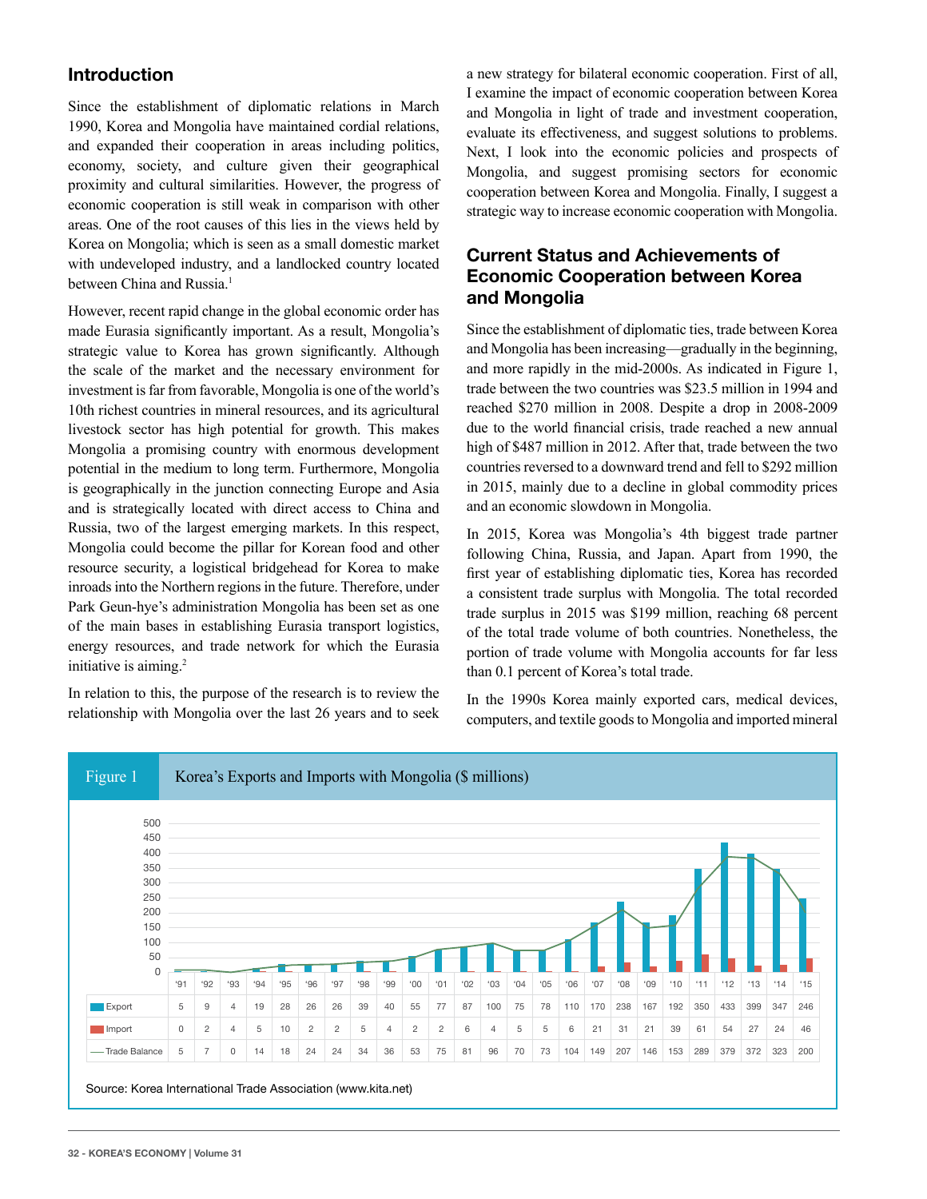## Introduction

Since the establishment of diplomatic relations in March 1990, Korea and Mongolia have maintained cordial relations, and expanded their cooperation in areas including politics, economy, society, and culture given their geographical proximity and cultural similarities. However, the progress of economic cooperation is still weak in comparison with other areas. One of the root causes of this lies in the views held by Korea on Mongolia; which is seen as a small domestic market with undeveloped industry, and a landlocked country located between China and Russia.[1]

However, recent rapid change in the global economic order has made Eurasia significantly important. As a result, Mongolia's strategic value to Korea has grown significantly. Although the scale of the market and the necessary environment for investment is far from favorable, Mongolia is one of the world's 10th richest countries in mineral resources, and its agricultural livestock sector has high potential for growth. This makes Mongolia a promising country with enormous development potential in the medium to long term. Furthermore, Mongolia is geographically in the junction connecting Europe and Asia and is strategically located with direct access to China and Russia, two of the largest emerging markets. In this respect, Mongolia could become the pillar for Korean food and other resource security, a logistical bridgehead for Korea to make inroads into the Northern regions in the future. Therefore, under Park Geun-hye's administration Mongolia has been set as one of the main bases in establishing Eurasia transport logistics, energy resources, and trade network for which the Eurasia initiative is aiming.[2]

In relation to this, the purpose of the research is to review the relationship with Mongolia over the last 26 years and to seek a new strategy for bilateral economic cooperation. First of all, I examine the impact of economic cooperation between Korea and Mongolia in light of trade and investment cooperation, evaluate its effectiveness, and suggest solutions to problems. Next, I look into the economic policies and prospects of Mongolia, and suggest promising sectors for economic cooperation between Korea and Mongolia. Finally, I suggest a strategic way to increase economic cooperation with Mongolia.

## Current Status and Achievements of Economic Cooperation between Korea and Mongolia

Since the establishment of diplomatic ties, trade between Korea and Mongolia has been increasing—gradually in the beginning, and more rapidly in the mid-2000s. As indicated in Figure 1, trade between the two countries was $23.5 million in 1994 and reached $270 million in 2008. Despite a drop in 2008-2009 due to the world financial crisis, trade reached a new annual high of $487 million in 2012. After that, trade between the two countries reversed to a downward trend and fell to $292 million in 2015, mainly due to a decline in global commodity prices and an economic slowdown in Mongolia.

In 2015, Korea was Mongolia's 4th biggest trade partner following China, Russia, and Japan. Apart from 1990, the first year of establishing diplomatic ties, Korea has recorded a consistent trade surplus with Mongolia. The total recorded trade surplus in 2015 was $199 million, reaching 68 percent of the total trade volume of both countries. Nonetheless, the portion of trade volume with Mongolia accounts for far less than 0.1 percent of Korea's total trade.

In the 1990s Korea mainly exported cars, medical devices, computers, and textile goods to Mongolia and imported mineral

**Figure 1** Korea's Exports and Imports with Mongolia ($ millions)

| | '91 | '92 | '93 | '94 | '95 | '96 | '97 | '98 | '99 | '00 | '01 | '02 | '03 | '04 | '05 | '06 | '07 | '08 | '09 | '10 | '11 | '12 | '13 | '14 | '15 |
|---|---|---|---|---|---|---|---|---|---|---|---|---|---|---|---|---|---|---|---|---|---|---|---|---|---|
| Export | 5 | 9 | 4 | 19 | 28 | 26 | 26 | 39 | 40 | 55 | 77 | 87 | 100 | 75 | 78 | 110 | 170 | 238 | 167 | 192 | 350 | 433 | 399 | 347 | 246 |
| Import | 0 | 2 | 4 | 5 | 10 | 2 | 2 | 5 | 4 | 2 | 2 | 6 | 4 | 5 | 5 | 6 | 21 | 31 | 21 | 39 | 61 | 54 | 27 | 24 | 46 |
| Trade Balance | 5 | 7 | 0 | 14 | 18 | 24 | 24 | 34 | 36 | 53 | 75 | 81 | 96 | 70 | 73 | 104 | 149 | 207 | 146 | 153 | 289 | 379 | 372 | 323 | 200 |

Source: Korea International Trade Association (www.kita.net)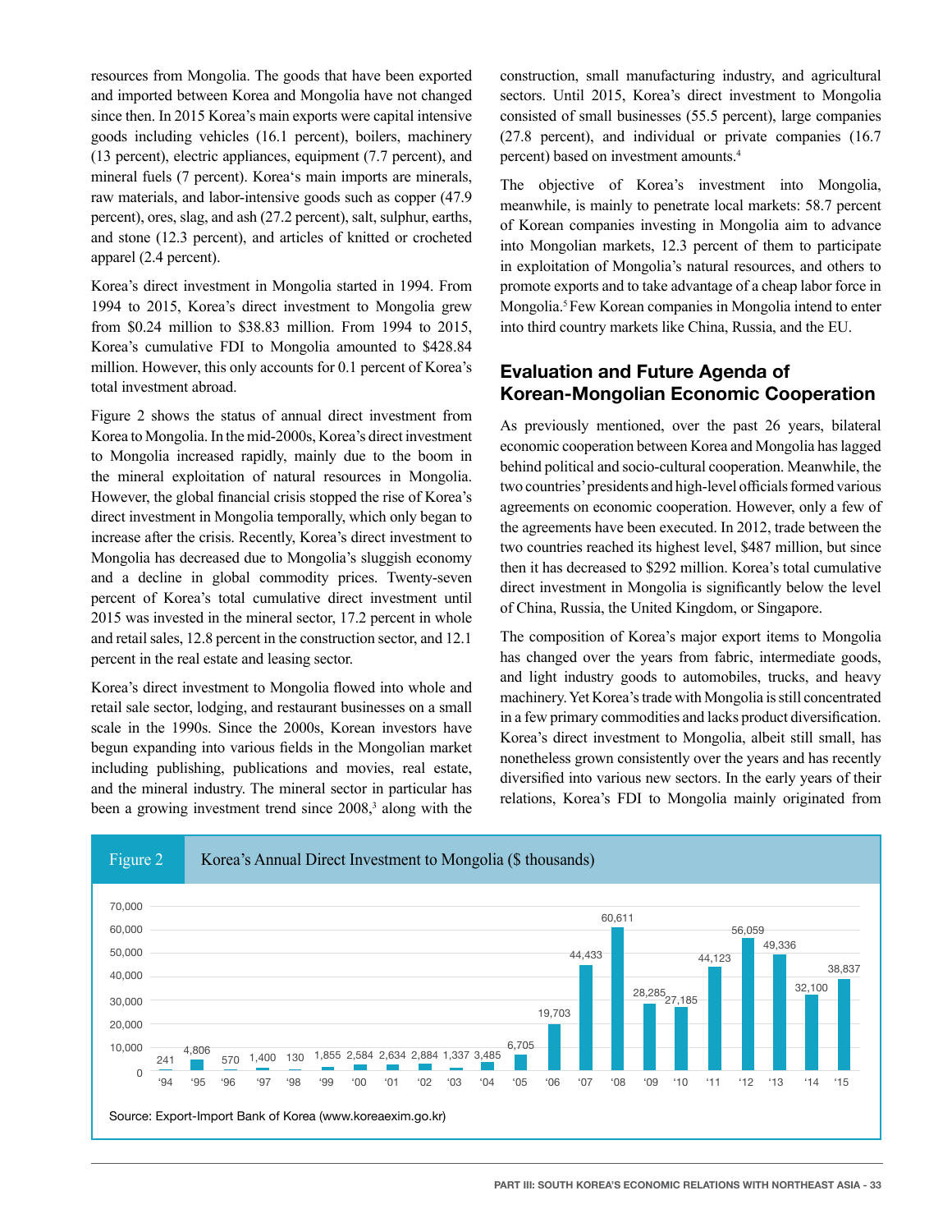resources from Mongolia. The goods that have been exported and imported between Korea and Mongolia have not changed since then. In 2015 Korea's main exports were capital intensive goods including vehicles (16.1 percent), boilers, machinery (13 percent), electric appliances, equipment (7.7 percent), and mineral fuels (7 percent). Korea's main imports are minerals, raw materials, and labor-intensive goods such as copper (47.9 percent), ores, slag, and ash (27.2 percent), salt, sulphur, earths, and stone (12.3 percent), and articles of knitted or crocheted apparel (2.4 percent).

Korea's direct investment in Mongolia started in 1994. From 1994 to 2015, Korea's direct investment to Mongolia grew from $0.24 million to $38.83 million. From 1994 to 2015, Korea's cumulative FDI to Mongolia amounted to $428.84 million. However, this only accounts for 0.1 percent of Korea's total investment abroad.

Figure 2 shows the status of annual direct investment from Korea to Mongolia. In the mid-2000s, Korea's direct investment to Mongolia increased rapidly, mainly due to the boom in the mineral exploitation of natural resources in Mongolia. However, the global financial crisis stopped the rise of Korea's direct investment in Mongolia temporally, which only began to increase after the crisis. Recently, Korea's direct investment to Mongolia has decreased due to Mongolia's sluggish economy and a decline in global commodity prices. Twenty-seven percent of Korea's total cumulative direct investment until 2015 was invested in the mineral sector, 17.2 percent in whole and retail sales, 12.8 percent in the construction sector, and 12.1 percent in the real estate and leasing sector.

Korea's direct investment to Mongolia flowed into whole and retail sale sector, lodging, and restaurant businesses on a small scale in the 1990s. Since the 2000s, Korean investors have begun expanding into various fields in the Mongolian market including publishing, publications and movies, real estate, and the mineral industry. The mineral sector in particular has been a growing investment trend since 2008,[3] along with the construction, small manufacturing industry, and agricultural sectors. Until 2015, Korea's direct investment to Mongolia consisted of small businesses (55.5 percent), large companies (27.8 percent), and individual or private companies (16.7 percent) based on investment amounts.[4]

The objective of Korea's investment into Mongolia, meanwhile, is mainly to penetrate local markets: 58.7 percent of Korean companies investing in Mongolia aim to advance into Mongolian markets, 12.3 percent of them to participate in exploitation of Mongolia's natural resources, and others to promote exports and to take advantage of a cheap labor force in Mongolia.[5] Few Korean companies in Mongolia intend to enter into third country markets like China, Russia, and the EU.

## Evaluation and Future Agenda of Korean-Mongolian Economic Cooperation

As previously mentioned, over the past 26 years, bilateral economic cooperation between Korea and Mongolia has lagged behind political and socio-cultural cooperation. Meanwhile, the two countries' presidents and high-level officials formed various agreements on economic cooperation. However, only a few of the agreements have been executed. In 2012, trade between the two countries reached its highest level, $487 million, but since then it has decreased to $292 million. Korea's total cumulative direct investment in Mongolia is significantly below the level of China, Russia, the United Kingdom, or Singapore.

The composition of Korea's major export items to Mongolia has changed over the years from fabric, intermediate goods, and light industry goods to automobiles, trucks, and heavy machinery. Yet Korea's trade with Mongolia is still concentrated in a few primary commodities and lacks product diversification. Korea's direct investment to Mongolia, albeit still small, has nonetheless grown consistently over the years and has recently diversified into various new sectors. In the early years of their relations, Korea's FDI to Mongolia mainly originated from

**Figure 2** Korea's Annual Direct Investment to Mongolia ($ thousands)

| Year | '94 | '95 | '96 | '97 | '98 | '99 | '00 | '01 | '02 | '03 | '04 | '05 | '06 | '07 | '08 | '09 | '10 | '11 | '12 | '13 | '14 | '15 |
|---|---|---|---|---|---|---|---|---|---|---|---|---|---|---|---|---|---|---|---|---|---|---|
| Investment | 241 | 4,806 | 570 | 1,400 | 130 | 1,855 | 2,584 | 2,634 | 2,884 | 1,337 | 3,485 | 6,705 | 19,703 | 44,433 | 60,611 | 28,285 | 27,185 | 44,123 | 56,059 | 49,336 | 32,100 | 38,837 |

Source: Export-Import Bank of Korea (www.koreaexim.go.kr)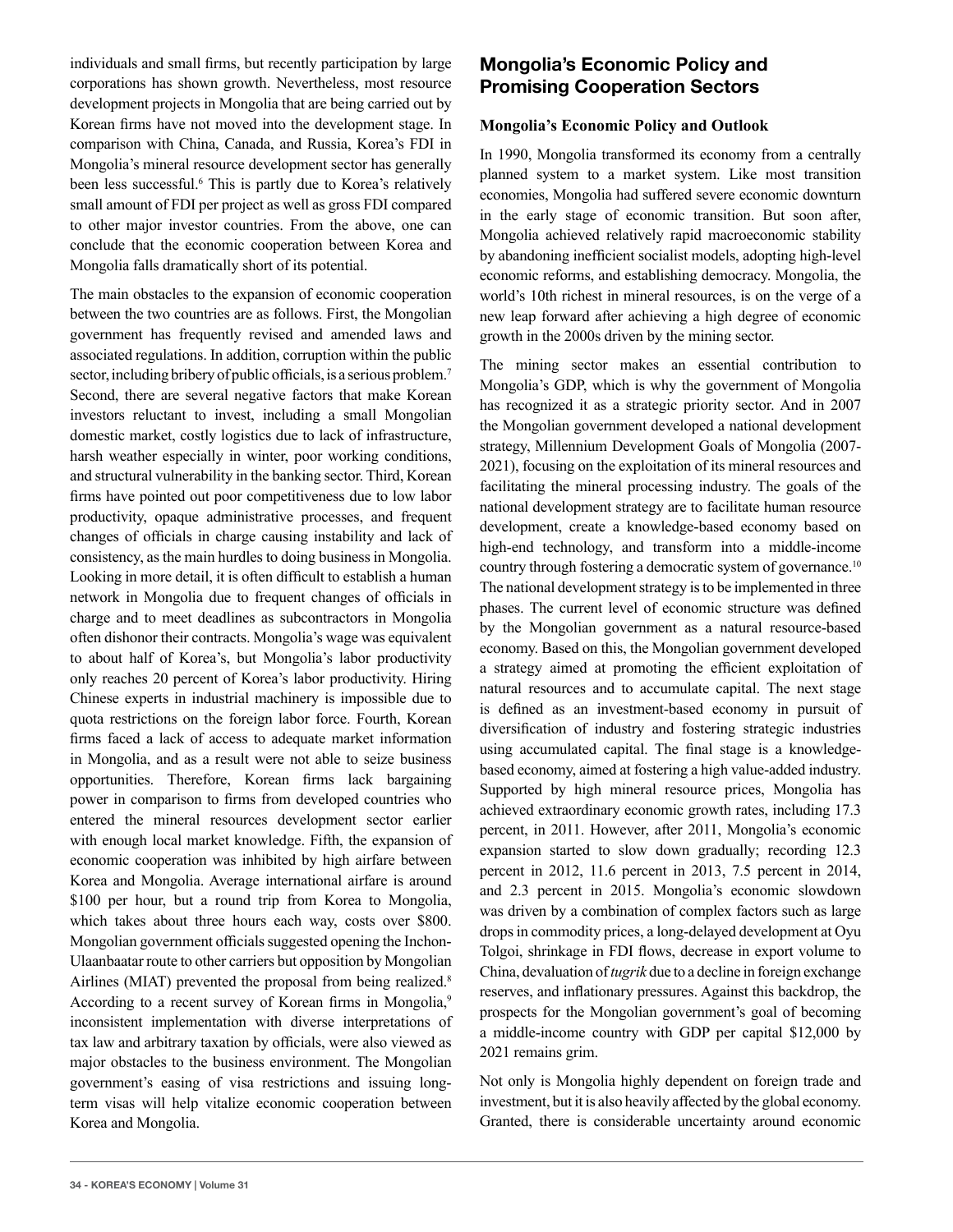individuals and small firms, but recently participation by large corporations has shown growth. Nevertheless, most resource development projects in Mongolia that are being carried out by Korean firms have not moved into the development stage. In comparison with China, Canada, and Russia, Korea's FDI in Mongolia's mineral resource development sector has generally been less successful.[6] This is partly due to Korea's relatively small amount of FDI per project as well as gross FDI compared to other major investor countries. From the above, one can conclude that the economic cooperation between Korea and Mongolia falls dramatically short of its potential.

The main obstacles to the expansion of economic cooperation between the two countries are as follows. First, the Mongolian government has frequently revised and amended laws and associated regulations. In addition, corruption within the public sector, including bribery of public officials, is a serious problem.[7] Second, there are several negative factors that make Korean investors reluctant to invest, including a small Mongolian domestic market, costly logistics due to lack of infrastructure, harsh weather especially in winter, poor working conditions, and structural vulnerability in the banking sector. Third, Korean firms have pointed out poor competitiveness due to low labor productivity, opaque administrative processes, and frequent changes of officials in charge causing instability and lack of consistency, as the main hurdles to doing business in Mongolia. Looking in more detail, it is often difficult to establish a human network in Mongolia due to frequent changes of officials in charge and to meet deadlines as subcontractors in Mongolia often dishonor their contracts. Mongolia's wage was equivalent to about half of Korea's, but Mongolia's labor productivity only reaches 20 percent of Korea's labor productivity. Hiring Chinese experts in industrial machinery is impossible due to quota restrictions on the foreign labor force. Fourth, Korean firms faced a lack of access to adequate market information in Mongolia, and as a result were not able to seize business opportunities. Therefore, Korean firms lack bargaining power in comparison to firms from developed countries who entered the mineral resources development sector earlier with enough local market knowledge. Fifth, the expansion of economic cooperation was inhibited by high airfare between Korea and Mongolia. Average international airfare is around \$100 per hour, but a round trip from Korea to Mongolia, which takes about three hours each way, costs over \$800. Mongolian government officials suggested opening the Inchon-Ulaanbaatar route to other carriers but opposition by Mongolian Airlines (MIAT) prevented the proposal from being realized.[8] According to a recent survey of Korean firms in Mongolia,[9] inconsistent implementation with diverse interpretations of tax law and arbitrary taxation by officials, were also viewed as major obstacles to the business environment. The Mongolian government's easing of visa restrictions and issuing long-term visas will help vitalize economic cooperation between Korea and Mongolia.

## Mongolia's Economic Policy and Promising Cooperation Sectors

### Mongolia's Economic Policy and Outlook

In 1990, Mongolia transformed its economy from a centrally planned system to a market system. Like most transition economies, Mongolia had suffered severe economic downturn in the early stage of economic transition. But soon after, Mongolia achieved relatively rapid macroeconomic stability by abandoning inefficient socialist models, adopting high-level economic reforms, and establishing democracy. Mongolia, the world's 10th richest in mineral resources, is on the verge of a new leap forward after achieving a high degree of economic growth in the 2000s driven by the mining sector.

The mining sector makes an essential contribution to Mongolia's GDP, which is why the government of Mongolia has recognized it as a strategic priority sector. And in 2007 the Mongolian government developed a national development strategy, Millennium Development Goals of Mongolia (2007-2021), focusing on the exploitation of its mineral resources and facilitating the mineral processing industry. The goals of the national development strategy are to facilitate human resource development, create a knowledge-based economy based on high-end technology, and transform into a middle-income country through fostering a democratic system of governance.[10] The national development strategy is to be implemented in three phases. The current level of economic structure was defined by the Mongolian government as a natural resource-based economy. Based on this, the Mongolian government developed a strategy aimed at promoting the efficient exploitation of natural resources and to accumulate capital. The next stage is defined as an investment-based economy in pursuit of diversification of industry and fostering strategic industries using accumulated capital. The final stage is a knowledge-based economy, aimed at fostering a high value-added industry. Supported by high mineral resource prices, Mongolia has achieved extraordinary economic growth rates, including 17.3 percent, in 2011. However, after 2011, Mongolia's economic expansion started to slow down gradually; recording 12.3 percent in 2012, 11.6 percent in 2013, 7.5 percent in 2014, and 2.3 percent in 2015. Mongolia's economic slowdown was driven by a combination of complex factors such as large drops in commodity prices, a long-delayed development at Oyu Tolgoi, shrinkage in FDI flows, decrease in export volume to China, devaluation of *tugrik* due to a decline in foreign exchange reserves, and inflationary pressures. Against this backdrop, the prospects for the Mongolian government's goal of becoming a middle-income country with GDP per capital \$12,000 by 2021 remains grim.

Not only is Mongolia highly dependent on foreign trade and investment, but it is also heavily affected by the global economy. Granted, there is considerable uncertainty around economic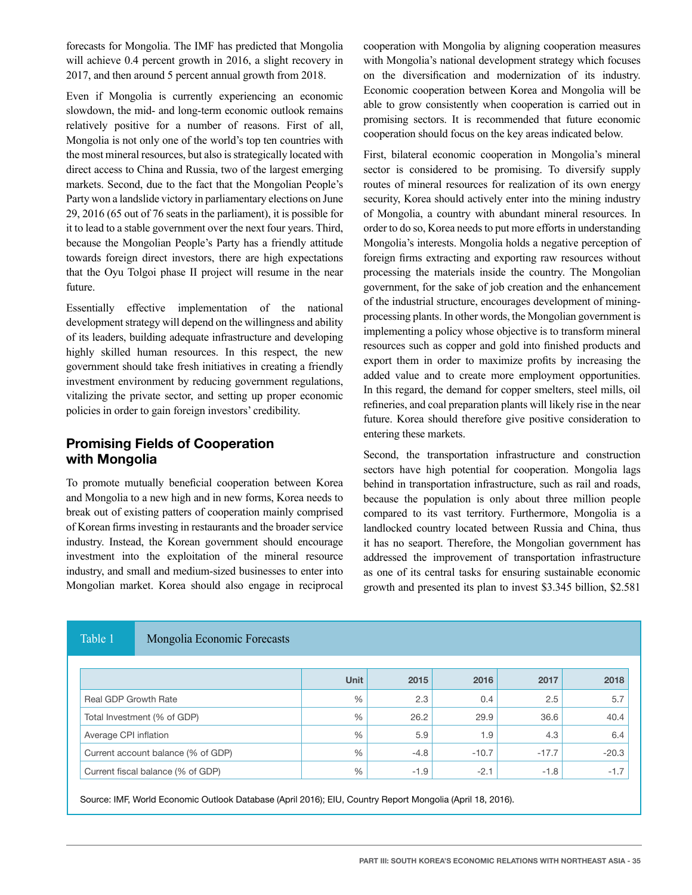forecasts for Mongolia. The IMF has predicted that Mongolia will achieve 0.4 percent growth in 2016, a slight recovery in 2017, and then around 5 percent annual growth from 2018.

Even if Mongolia is currently experiencing an economic slowdown, the mid- and long-term economic outlook remains relatively positive for a number of reasons. First of all, Mongolia is not only one of the world's top ten countries with the most mineral resources, but also is strategically located with direct access to China and Russia, two of the largest emerging markets. Second, due to the fact that the Mongolian People's Party won a landslide victory in parliamentary elections on June 29, 2016 (65 out of 76 seats in the parliament), it is possible for it to lead to a stable government over the next four years. Third, because the Mongolian People's Party has a friendly attitude towards foreign direct investors, there are high expectations that the Oyu Tolgoi phase II project will resume in the near future.

Essentially effective implementation of the national development strategy will depend on the willingness and ability of its leaders, building adequate infrastructure and developing highly skilled human resources. In this respect, the new government should take fresh initiatives in creating a friendly investment environment by reducing government regulations, vitalizing the private sector, and setting up proper economic policies in order to gain foreign investors' credibility.

## Promising Fields of Cooperation with Mongolia

To promote mutually beneficial cooperation between Korea and Mongolia to a new high and in new forms, Korea needs to break out of existing patterns of cooperation mainly comprised of Korean firms investing in restaurants and the broader service industry. Instead, the Korean government should encourage investment into the exploitation of the mineral resource industry, and small and medium-sized businesses to enter into Mongolian market. Korea should also engage in reciprocal cooperation with Mongolia by aligning cooperation measures with Mongolia's national development strategy which focuses on the diversification and modernization of its industry. Economic cooperation between Korea and Mongolia will be able to grow consistently when cooperation is carried out in promising sectors. It is recommended that future economic cooperation should focus on the key areas indicated below.

First, bilateral economic cooperation in Mongolia's mineral sector is considered to be promising. To diversify supply routes of mineral resources for realization of its own energy security, Korea should actively enter into the mining industry of Mongolia, a country with abundant mineral resources. In order to do so, Korea needs to put more efforts in understanding Mongolia's interests. Mongolia holds a negative perception of foreign firms extracting and exporting raw resources without processing the materials inside the country. The Mongolian government, for the sake of job creation and the enhancement of the industrial structure, encourages development of mining-processing plants. In other words, the Mongolian government is implementing a policy whose objective is to transform mineral resources such as copper and gold into finished products and export them in order to maximize profits by increasing the added value and to create more employment opportunities. In this regard, the demand for copper smelters, steel mills, oil refineries, and coal preparation plants will likely rise in the near future. Korea should therefore give positive consideration to entering these markets.

Second, the transportation infrastructure and construction sectors have high potential for cooperation. Mongolia lags behind in transportation infrastructure, such as rail and roads, because the population is only about three million people compared to its vast territory. Furthermore, Mongolia is a landlocked country located between Russia and China, thus it has no seaport. Therefore, the Mongolian government has addressed the improvement of transportation infrastructure as one of its central tasks for ensuring sustainable economic growth and presented its plan to invest $3.345 billion, $2.581

**Table 1** Mongolia Economic Forecasts

| | Unit | 2015 | 2016 | 2017 | 2018 |
|---|---|---|---|---|---|
| Real GDP Growth Rate | % | 2.3 | 0.4 | 2.5 | 5.7 |
| Total Investment (% of GDP) | % | 26.2 | 29.9 | 36.6 | 40.4 |
| Average CPI inflation | % | 5.9 | 1.9 | 4.3 | 6.4 |
| Current account balance (% of GDP) | % | -4.8 | -10.7 | -17.7 | -20.3 |
| Current fiscal balance (% of GDP) | % | -1.9 | -2.1 | -1.8 | -1.7 |

Source: IMF, World Economic Outlook Database (April 2016); EIU, Country Report Mongolia (April 18, 2016).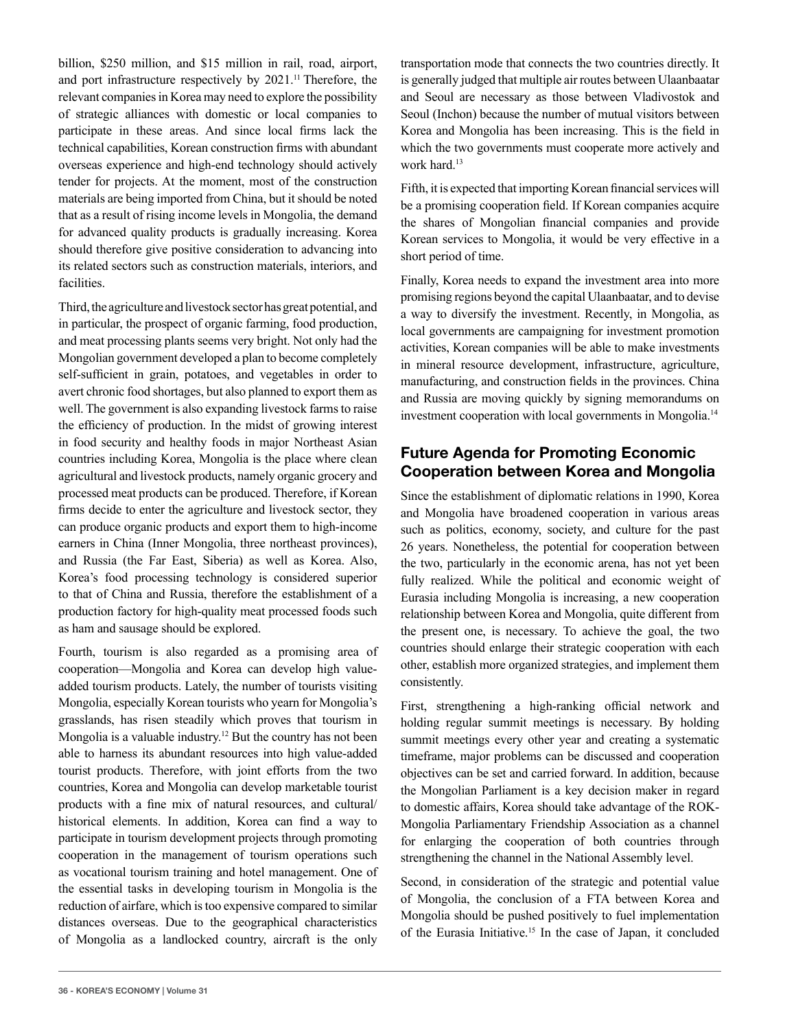billion, $250 million, and $15 million in rail, road, airport, and port infrastructure respectively by 2021.[11] Therefore, the relevant companies in Korea may need to explore the possibility of strategic alliances with domestic or local companies to participate in these areas. And since local firms lack the technical capabilities, Korean construction firms with abundant overseas experience and high-end technology should actively tender for projects. At the moment, most of the construction materials are being imported from China, but it should be noted that as a result of rising income levels in Mongolia, the demand for advanced quality products is gradually increasing. Korea should therefore give positive consideration to advancing into its related sectors such as construction materials, interiors, and facilities.

Third, the agriculture and livestock sector has great potential, and in particular, the prospect of organic farming, food production, and meat processing plants seems very bright. Not only had the Mongolian government developed a plan to become completely self-sufficient in grain, potatoes, and vegetables in order to avert chronic food shortages, but also planned to export them as well. The government is also expanding livestock farms to raise the efficiency of production. In the midst of growing interest in food security and healthy foods in major Northeast Asian countries including Korea, Mongolia is the place where clean agricultural and livestock products, namely organic grocery and processed meat products can be produced. Therefore, if Korean firms decide to enter the agriculture and livestock sector, they can produce organic products and export them to high-income earners in China (Inner Mongolia, three northeast provinces), and Russia (the Far East, Siberia) as well as Korea. Also, Korea's food processing technology is considered superior to that of China and Russia, therefore the establishment of a production factory for high-quality meat processed foods such as ham and sausage should be explored.

Fourth, tourism is also regarded as a promising area of cooperation—Mongolia and Korea can develop high value-added tourism products. Lately, the number of tourists visiting Mongolia, especially Korean tourists who yearn for Mongolia's grasslands, has risen steadily which proves that tourism in Mongolia is a valuable industry.[12] But the country has not been able to harness its abundant resources into high value-added tourist products. Therefore, with joint efforts from the two countries, Korea and Mongolia can develop marketable tourist products with a fine mix of natural resources, and cultural/historical elements. In addition, Korea can find a way to participate in tourism development projects through promoting cooperation in the management of tourism operations such as vocational tourism training and hotel management. One of the essential tasks in developing tourism in Mongolia is the reduction of airfare, which is too expensive compared to similar distances overseas. Due to the geographical characteristics of Mongolia as a landlocked country, aircraft is the only transportation mode that connects the two countries directly. It is generally judged that multiple air routes between Ulaanbaatar and Seoul are necessary as those between Vladivostok and Seoul (Inchon) because the number of mutual visitors between Korea and Mongolia has been increasing. This is the field in which the two governments must cooperate more actively and work hard.[13]

Fifth, it is expected that importing Korean financial services will be a promising cooperation field. If Korean companies acquire the shares of Mongolian financial companies and provide Korean services to Mongolia, it would be very effective in a short period of time.

Finally, Korea needs to expand the investment area into more promising regions beyond the capital Ulaanbaatar, and to devise a way to diversify the investment. Recently, in Mongolia, as local governments are campaigning for investment promotion activities, Korean companies will be able to make investments in mineral resource development, infrastructure, agriculture, manufacturing, and construction fields in the provinces. China and Russia are moving quickly by signing memorandums on investment cooperation with local governments in Mongolia.[14]

## Future Agenda for Promoting Economic Cooperation between Korea and Mongolia

Since the establishment of diplomatic relations in 1990, Korea and Mongolia have broadened cooperation in various areas such as politics, economy, society, and culture for the past 26 years. Nonetheless, the potential for cooperation between the two, particularly in the economic arena, has not yet been fully realized. While the political and economic weight of Eurasia including Mongolia is increasing, a new cooperation relationship between Korea and Mongolia, quite different from the present one, is necessary. To achieve the goal, the two countries should enlarge their strategic cooperation with each other, establish more organized strategies, and implement them consistently.

First, strengthening a high-ranking official network and holding regular summit meetings is necessary. By holding summit meetings every other year and creating a systematic timeframe, major problems can be discussed and cooperation objectives can be set and carried forward. In addition, because the Mongolian Parliament is a key decision maker in regard to domestic affairs, Korea should take advantage of the ROK-Mongolia Parliamentary Friendship Association as a channel for enlarging the cooperation of both countries through strengthening the channel in the National Assembly level.

Second, in consideration of the strategic and potential value of Mongolia, the conclusion of a FTA between Korea and Mongolia should be pushed positively to fuel implementation of the Eurasia Initiative.[15] In the case of Japan, it concluded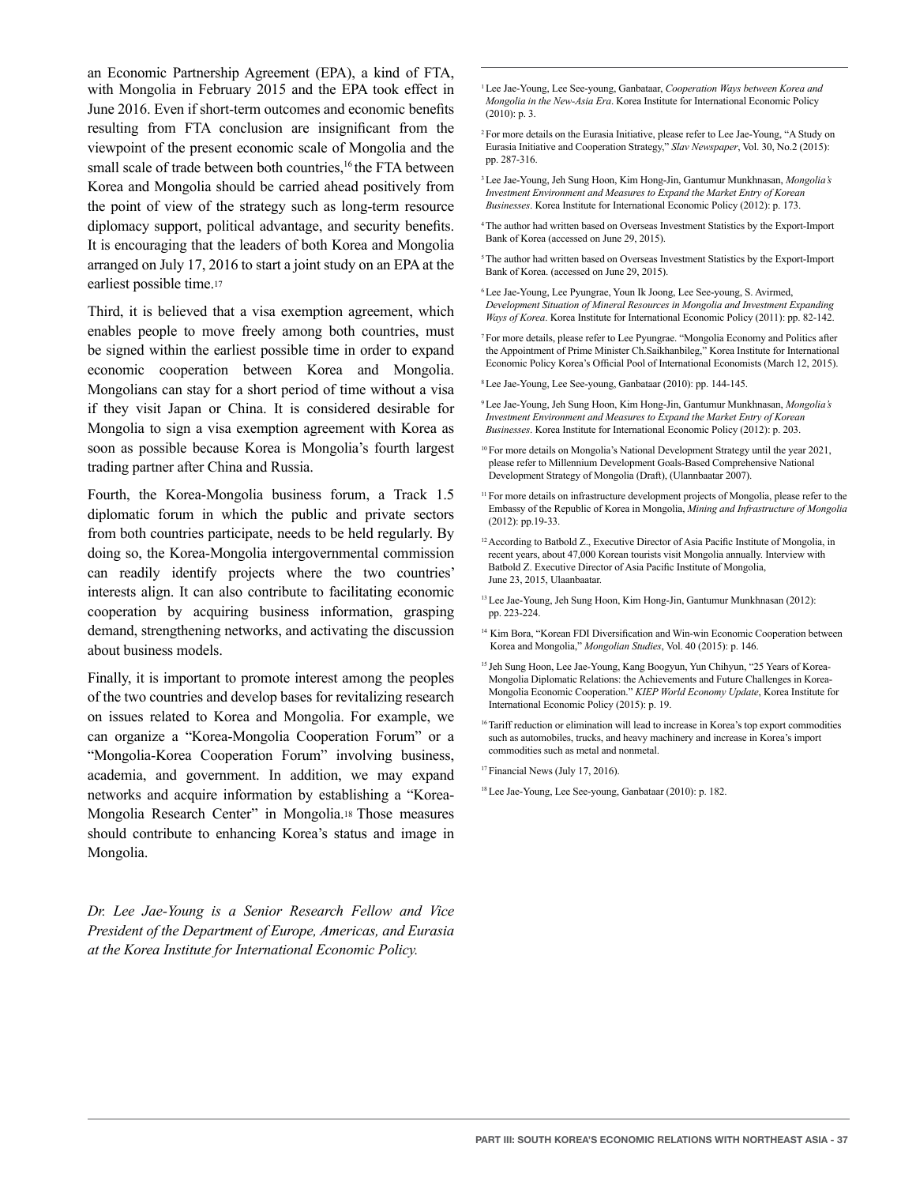an Economic Partnership Agreement (EPA), a kind of FTA, with Mongolia in February 2015 and the EPA took effect in June 2016. Even if short-term outcomes and economic benefits resulting from FTA conclusion are insignificant from the viewpoint of the present economic scale of Mongolia and the small scale of trade between both countries,[16] the FTA between Korea and Mongolia should be carried ahead positively from the point of view of the strategy such as long-term resource diplomacy support, political advantage, and security benefits. It is encouraging that the leaders of both Korea and Mongolia arranged on July 17, 2016 to start a joint study on an EPA at the earliest possible time.[17]

Third, it is believed that a visa exemption agreement, which enables people to move freely among both countries, must be signed within the earliest possible time in order to expand economic cooperation between Korea and Mongolia. Mongolians can stay for a short period of time without a visa if they visit Japan or China. It is considered desirable for Mongolia to sign a visa exemption agreement with Korea as soon as possible because Korea is Mongolia's fourth largest trading partner after China and Russia.

Fourth, the Korea-Mongolia business forum, a Track 1.5 diplomatic forum in which the public and private sectors from both countries participate, needs to be held regularly. By doing so, the Korea-Mongolia intergovernmental commission can readily identify projects where the two countries' interests align. It can also contribute to facilitating economic cooperation by acquiring business information, grasping demand, strengthening networks, and activating the discussion about business models.

Finally, it is important to promote interest among the peoples of the two countries and develop bases for revitalizing research on issues related to Korea and Mongolia. For example, we can organize a "Korea-Mongolia Cooperation Forum" or a "Mongolia-Korea Cooperation Forum" involving business, academia, and government. In addition, we may expand networks and acquire information by establishing a "Korea-Mongolia Research Center" in Mongolia.[18] Those measures should contribute to enhancing Korea's status and image in Mongolia.

*Dr. Lee Jae-Young is a Senior Research Fellow and Vice President of the Department of Europe, Americas, and Eurasia at the Korea Institute for International Economic Policy.*

---

[1] Lee Jae-Young, Lee See-young, Ganbataar, *Cooperation Ways between Korea and Mongolia in the New-Asia Era*. Korea Institute for International Economic Policy (2010): p. 3.

[2] For more details on the Eurasia Initiative, please refer to Lee Jae-Young, "A Study on Eurasia Initiative and Cooperation Strategy," *Slav Newspaper*, Vol. 30, No.2 (2015): pp. 287-316.

[3] Lee Jae-Young, Jeh Sung Hoon, Kim Hong-Jin, Gantumur Munkhnasan, *Mongolia's Investment Environment and Measures to Expand the Market Entry of Korean Businesses*. Korea Institute for International Economic Policy (2012): p. 173.

[4] The author had written based on Overseas Investment Statistics by the Export-Import Bank of Korea (accessed on June 29, 2015).

[5] The author had written based on Overseas Investment Statistics by the Export-Import Bank of Korea. (accessed on June 29, 2015).

[6] Lee Jae-Young, Lee Pyungrae, Youn Ik Joong, Lee See-young, S. Avirmed, *Development Situation of Mineral Resources in Mongolia and Investment Expanding Ways of Korea*. Korea Institute for International Economic Policy (2011): pp. 82-142.

[7] For more details, please refer to Lee Pyungrae. "Mongolia Economy and Politics after the Appointment of Prime Minister Ch.Saikhanbileg," Korea Institute for International Economic Policy Korea's Official Pool of International Economists (March 12, 2015).

[8] Lee Jae-Young, Lee See-young, Ganbataar (2010): pp. 144-145.

[9] Lee Jae-Young, Jeh Sung Hoon, Kim Hong-Jin, Gantumur Munkhnasan, *Mongolia's Investment Environment and Measures to Expand the Market Entry of Korean Businesses*. Korea Institute for International Economic Policy (2012): p. 203.

[10] For more details on Mongolia's National Development Strategy until the year 2021, please refer to Millennium Development Goals-Based Comprehensive National Development Strategy of Mongolia (Draft), (Ulannbaatar 2007).

[11] For more details on infrastructure development projects of Mongolia, please refer to the Embassy of the Republic of Korea in Mongolia, *Mining and Infrastructure of Mongolia* (2012): pp.19-33.

[12] According to Batbold Z., Executive Director of Asia Pacific Institute of Mongolia, in recent years, about 47,000 Korean tourists visit Mongolia annually. Interview with Batbold Z. Executive Director of Asia Pacific Institute of Mongolia, June 23, 2015, Ulaanbaatar.

[13] Lee Jae-Young, Jeh Sung Hoon, Kim Hong-Jin, Gantumur Munkhnasan (2012): pp. 223-224.

[14] Kim Bora, "Korean FDI Diversification and Win-win Economic Cooperation between Korea and Mongolia," *Mongolian Studies*, Vol. 40 (2015): p. 146.

[15] Jeh Sung Hoon, Lee Jae-Young, Kang Boogyun, Yun Chihyun, "25 Years of Korea-Mongolia Diplomatic Relations: the Achievements and Future Challenges in Korea-Mongolia Economic Cooperation." *KIEP World Economy Update*, Korea Institute for International Economic Policy (2015): p. 19.

[16] Tariff reduction or elimination will lead to increase in Korea's top export commodities such as automobiles, trucks, and heavy machinery and increase in Korea's import commodities such as metal and nonmetal.

[17] Financial News (July 17, 2016).

[18] Lee Jae-Young, Lee See-young, Ganbataar (2010): p. 182.